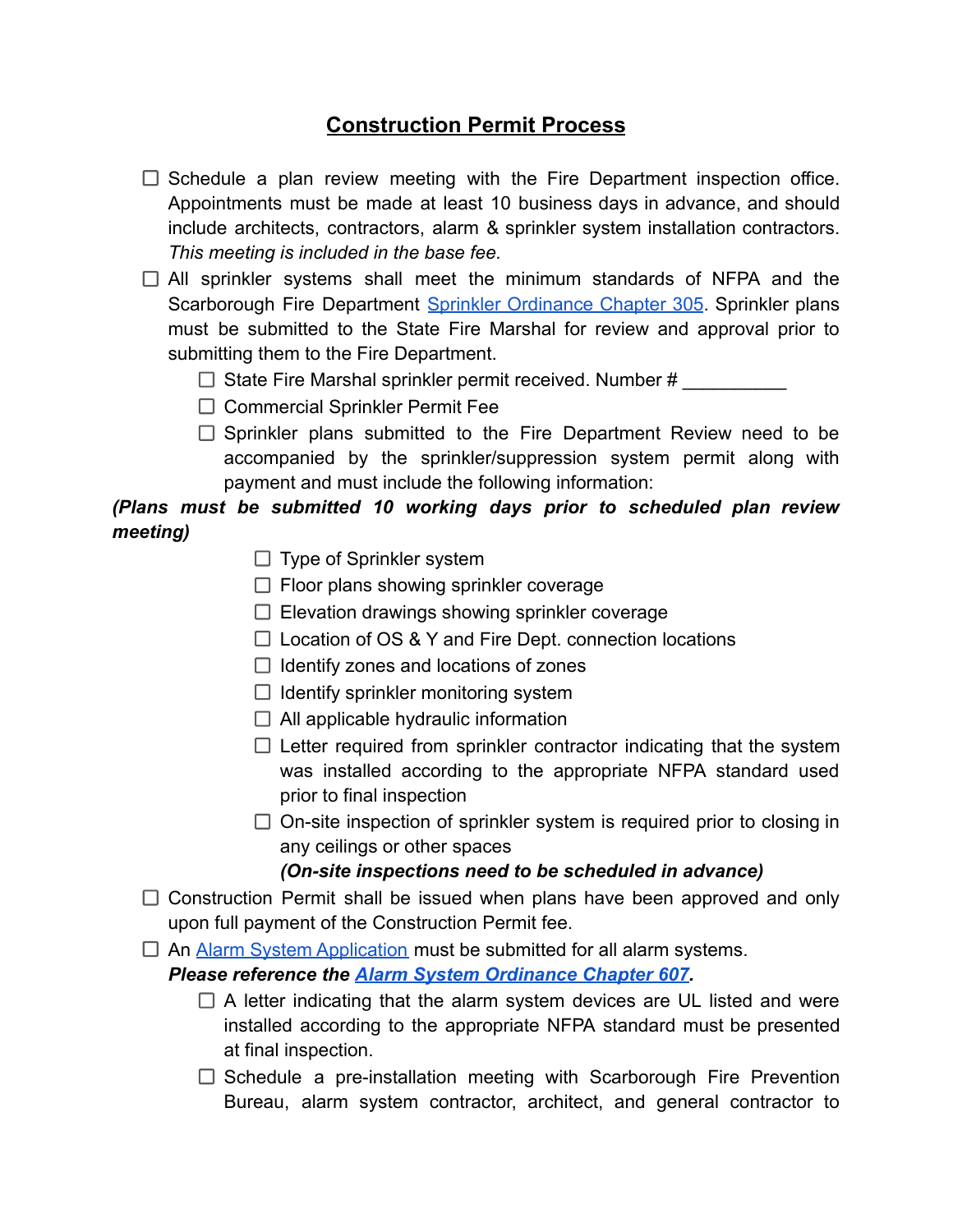# Construction Permit Process

- [ ] Schedule a plan review meeting with the Fire Department inspection office. Appointments must be made at least 10 business days in advance, and should include architects, contractors, alarm & sprinkler system installation contractors. *This meeting is included in the base fee.*
- [ ] All sprinkler systems shall meet the minimum standards of NFPA and the Scarborough Fire Department [Sprinkler Ordinance Chapter 305](). Sprinkler plans must be submitted to the State Fire Marshal for review and approval prior to submitting them to the Fire Department.
    - [ ] State Fire Marshal sprinkler permit received. Number # __________
    - [ ] Commercial Sprinkler Permit Fee
    - [ ] Sprinkler plans submitted to the Fire Department Review need to be accompanied by the sprinkler/suppression system permit along with payment and must include the following information:

***(Plans must be submitted 10 working days prior to scheduled plan review meeting)***

- [ ] Type of Sprinkler system
- [ ] Floor plans showing sprinkler coverage
- [ ] Elevation drawings showing sprinkler coverage
- [ ] Location of OS & Y and Fire Dept. connection locations
- [ ] Identify zones and locations of zones
- [ ] Identify sprinkler monitoring system
- [ ] All applicable hydraulic information
- [ ] Letter required from sprinkler contractor indicating that the system was installed according to the appropriate NFPA standard used prior to final inspection
- [ ] On-site inspection of sprinkler system is required prior to closing in any ceilings or other spaces
  ***(On-site inspections need to be scheduled in advance)***

- [ ] Construction Permit shall be issued when plans have been approved and only upon full payment of the Construction Permit fee.
- [ ] An [Alarm System Application]() must be submitted for all alarm systems.
  ***Please reference the [Alarm System Ordinance Chapter 607]().***
    - [ ] A letter indicating that the alarm system devices are UL listed and were installed according to the appropriate NFPA standard must be presented at final inspection.
    - [ ] Schedule a pre-installation meeting with Scarborough Fire Prevention Bureau, alarm system contractor, architect, and general contractor to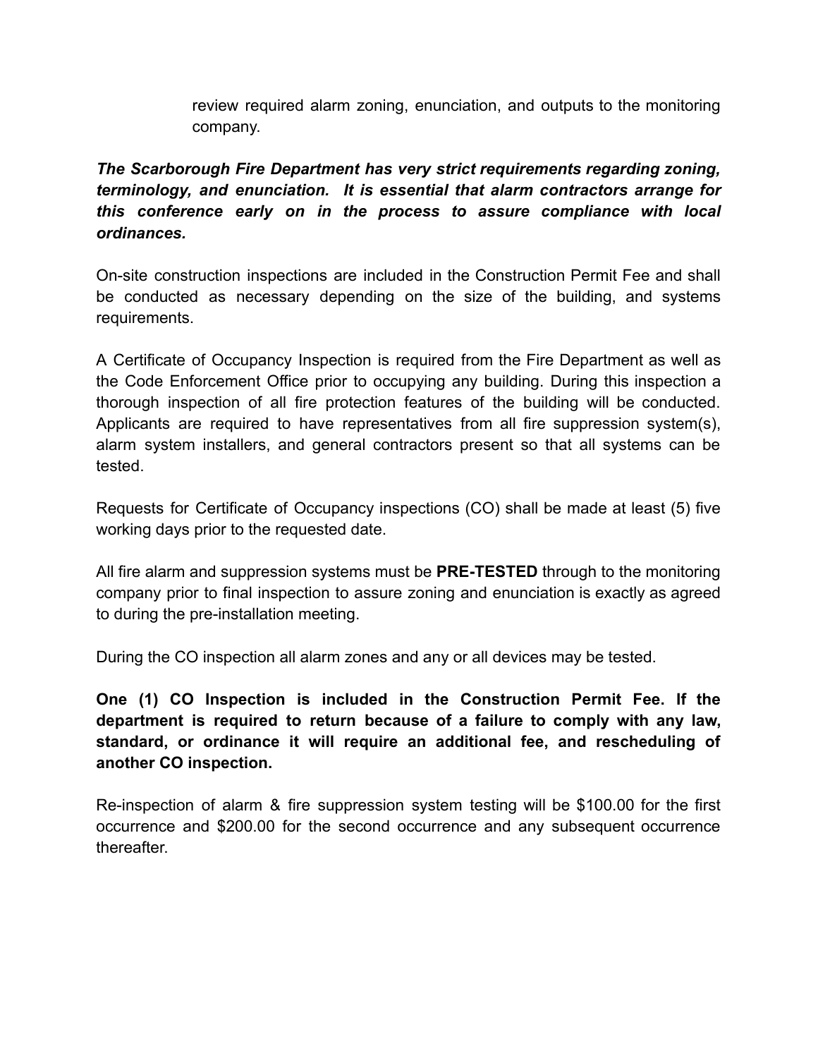review required alarm zoning, enunciation, and outputs to the monitoring company.

***The Scarborough Fire Department has very strict requirements regarding zoning, terminology, and enunciation. It is essential that alarm contractors arrange for this conference early on in the process to assure compliance with local ordinances.***

On-site construction inspections are included in the Construction Permit Fee and shall be conducted as necessary depending on the size of the building, and systems requirements.

A Certificate of Occupancy Inspection is required from the Fire Department as well as the Code Enforcement Office prior to occupying any building. During this inspection a thorough inspection of all fire protection features of the building will be conducted. Applicants are required to have representatives from all fire suppression system(s), alarm system installers, and general contractors present so that all systems can be tested.

Requests for Certificate of Occupancy inspections (CO) shall be made at least (5) five working days prior to the requested date.

All fire alarm and suppression systems must be **PRE-TESTED** through to the monitoring company prior to final inspection to assure zoning and enunciation is exactly as agreed to during the pre-installation meeting.

During the CO inspection all alarm zones and any or all devices may be tested.

**One (1) CO Inspection is included in the Construction Permit Fee. If the department is required to return because of a failure to comply with any law, standard, or ordinance it will require an additional fee, and rescheduling of another CO inspection.**

Re-inspection of alarm & fire suppression system testing will be $100.00 for the first occurrence and $200.00 for the second occurrence and any subsequent occurrence thereafter.